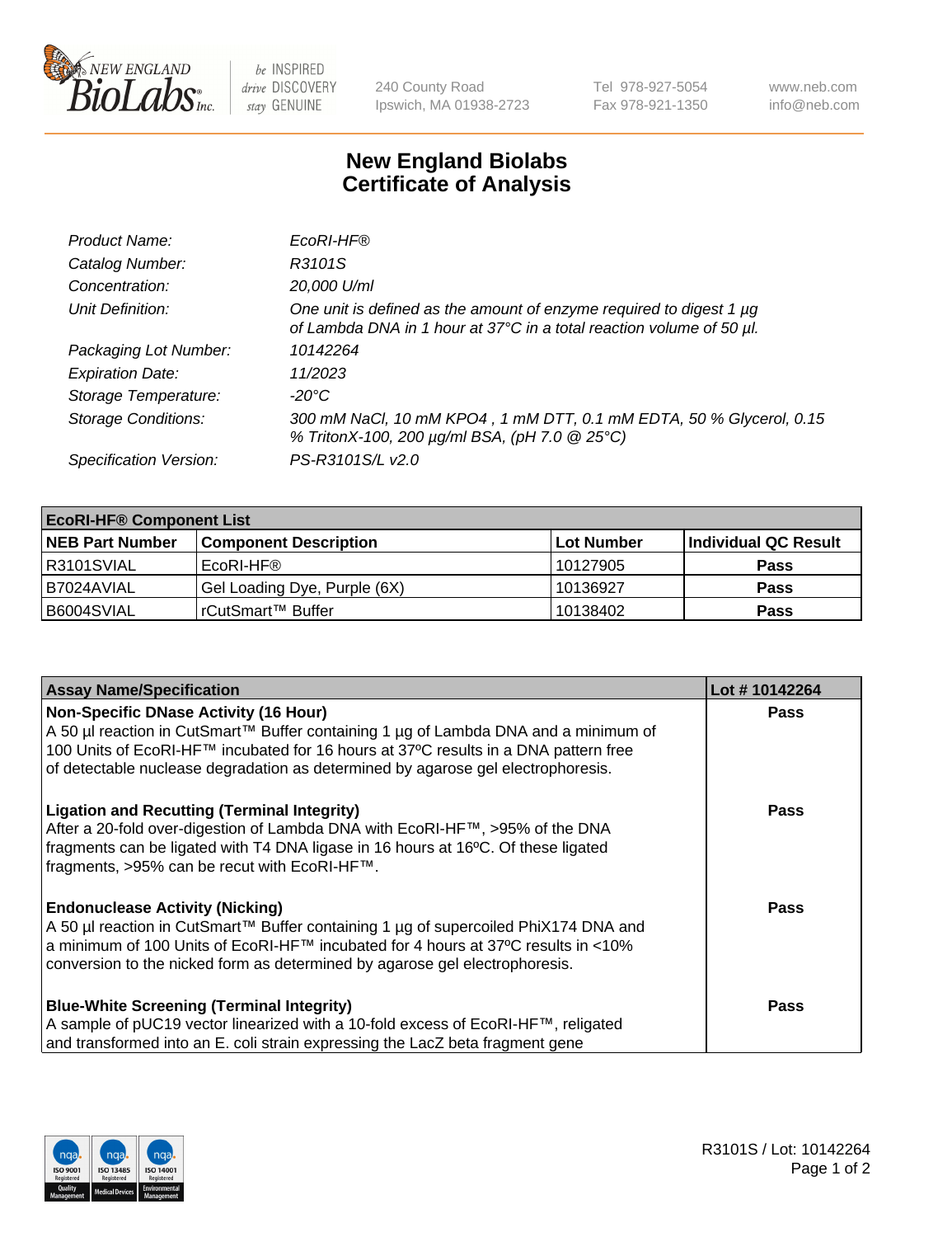# New England Biolabs
# Certificate of Analysis

| | |
|---|---|
| *Product Name:* | *EcoRI-HF®* |
| *Catalog Number:* | *R3101S* |
| *Concentration:* | *20,000 U/ml* |
| *Unit Definition:* | *One unit is defined as the amount of enzyme required to digest 1 µg of Lambda DNA in 1 hour at 37°C in a total reaction volume of 50 µl.* |
| *Packaging Lot Number:* | *10142264* |
| *Expiration Date:* | *11/2023* |
| *Storage Temperature:* | *-20°C* |
| *Storage Conditions:* | *300 mM NaCl, 10 mM KPO4 , 1 mM DTT, 0.1 mM EDTA, 50 % Glycerol, 0.15 % TritonX-100, 200 µg/ml BSA, (pH 7.0 @ 25°C)* |
| *Specification Version:* | *PS-R3101S/L v2.0* |

| **EcoRI-HF® Component List** | | | |
|---|---|---|---|
| **NEB Part Number** | **Component Description** | **Lot Number** | **Individual QC Result** |
| R3101SVIAL | EcoRI-HF® | 10127905 | **Pass** |
| B7024AVIAL | Gel Loading Dye, Purple (6X) | 10136927 | **Pass** |
| B6004SVIAL | rCutSmart™ Buffer | 10138402 | **Pass** |

| **Assay Name/Specification** | **Lot # 10142264** |
|---|---|
| **Non-Specific DNase Activity (16 Hour)**<br>A 50 µl reaction in CutSmart™ Buffer containing 1 µg of Lambda DNA and a minimum of 100 Units of EcoRI-HF™ incubated for 16 hours at 37ºC results in a DNA pattern free of detectable nuclease degradation as determined by agarose gel electrophoresis. | **Pass** |
| **Ligation and Recutting (Terminal Integrity)**<br>After a 20-fold over-digestion of Lambda DNA with EcoRI-HF™, >95% of the DNA fragments can be ligated with T4 DNA ligase in 16 hours at 16ºC. Of these ligated fragments, >95% can be recut with EcoRI-HF™. | **Pass** |
| **Endonuclease Activity (Nicking)**<br>A 50 µl reaction in CutSmart™ Buffer containing 1 µg of supercoiled PhiX174 DNA and a minimum of 100 Units of EcoRI-HF™ incubated for 4 hours at 37ºC results in <10% conversion to the nicked form as determined by agarose gel electrophoresis. | **Pass** |
| **Blue-White Screening (Terminal Integrity)**<br>A sample of pUC19 vector linearized with a 10-fold excess of EcoRI-HF™, religated and transformed into an E. coli strain expressing the LacZ beta fragment gene | **Pass** |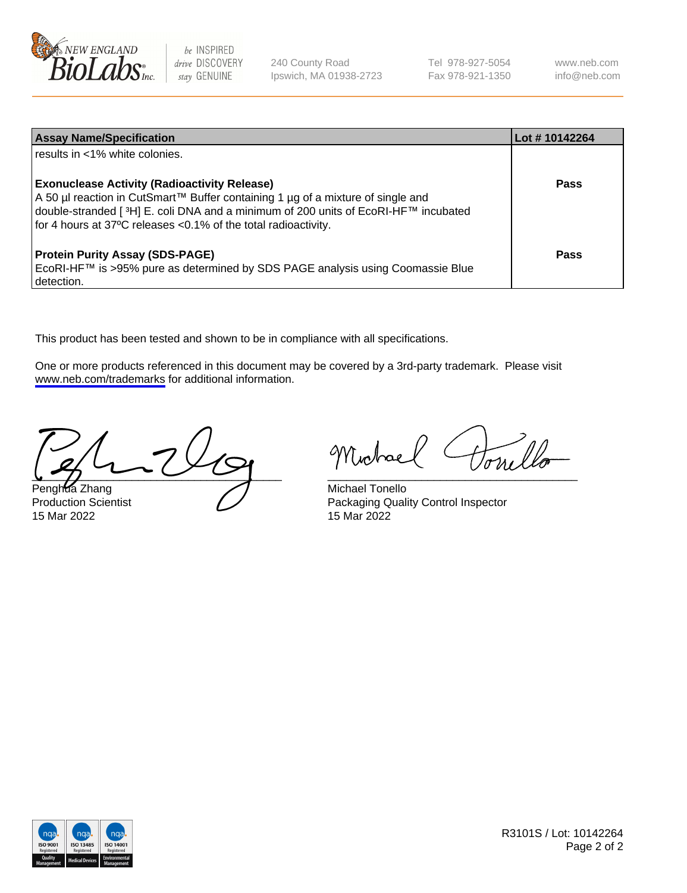| Assay Name/Specification | Lot # 10142264 |
|---|---|
| results in <1% white colonies. | |
| **Exonuclease Activity (Radioactivity Release)**<br>A 50 µl reaction in CutSmart™ Buffer containing 1 µg of a mixture of single and double-stranded [ $^{3}$H] E. coli DNA and a minimum of 200 units of EcoRI-HF™ incubated for 4 hours at 37ºC releases <0.1% of the total radioactivity. | **Pass** |
| **Protein Purity Assay (SDS-PAGE)**<br>EcoRI-HF™ is >95% pure as determined by SDS PAGE analysis using Coomassie Blue detection. | **Pass** |

This product has been tested and shown to be in compliance with all specifications.

One or more products referenced in this document may be covered by a 3rd-party trademark. Please visit www.neb.com/trademarks for additional information.

Penghua Zhang
Production Scientist
15 Mar 2022

Michael Tonello
Packaging Quality Control Inspector
15 Mar 2022

R3101S / Lot: 10142264